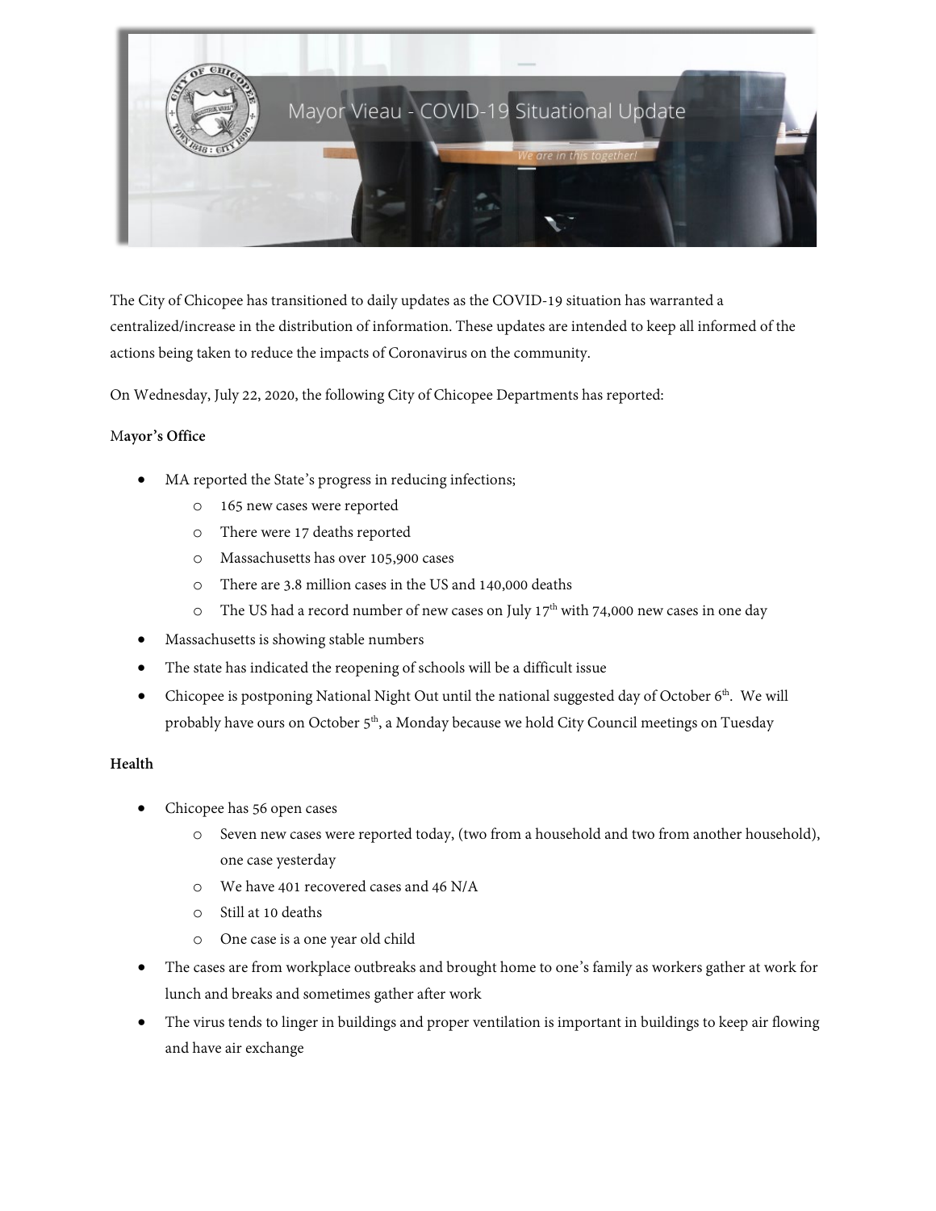# Mayor Vieau - COVID-19 Situational Update

*We are in this together!*

The City of Chicopee has transitioned to daily updates as the COVID-19 situation has warranted a centralized/increase in the distribution of information. These updates are intended to keep all informed of the actions being taken to reduce the impacts of Coronavirus on the community.

On Wednesday, July 22, 2020, the following City of Chicopee Departments has reported:

**Mayor's Office**

- MA reported the State's progress in reducing infections;
  - 165 new cases were reported
  - There were 17 deaths reported
  - Massachusetts has over 105,900 cases
  - There are 3.8 million cases in the US and 140,000 deaths
  - The US had a record number of new cases on July 17th with 74,000 new cases in one day
- Massachusetts is showing stable numbers
- The state has indicated the reopening of schools will be a difficult issue
- Chicopee is postponing National Night Out until the national suggested day of October 6th. We will probably have ours on October 5th, a Monday because we hold City Council meetings on Tuesday

**Health**

- Chicopee has 56 open cases
  - Seven new cases were reported today, (two from a household and two from another household), one case yesterday
  - We have 401 recovered cases and 46 N/A
  - Still at 10 deaths
  - One case is a one year old child
- The cases are from workplace outbreaks and brought home to one's family as workers gather at work for lunch and breaks and sometimes gather after work
- The virus tends to linger in buildings and proper ventilation is important in buildings to keep air flowing and have air exchange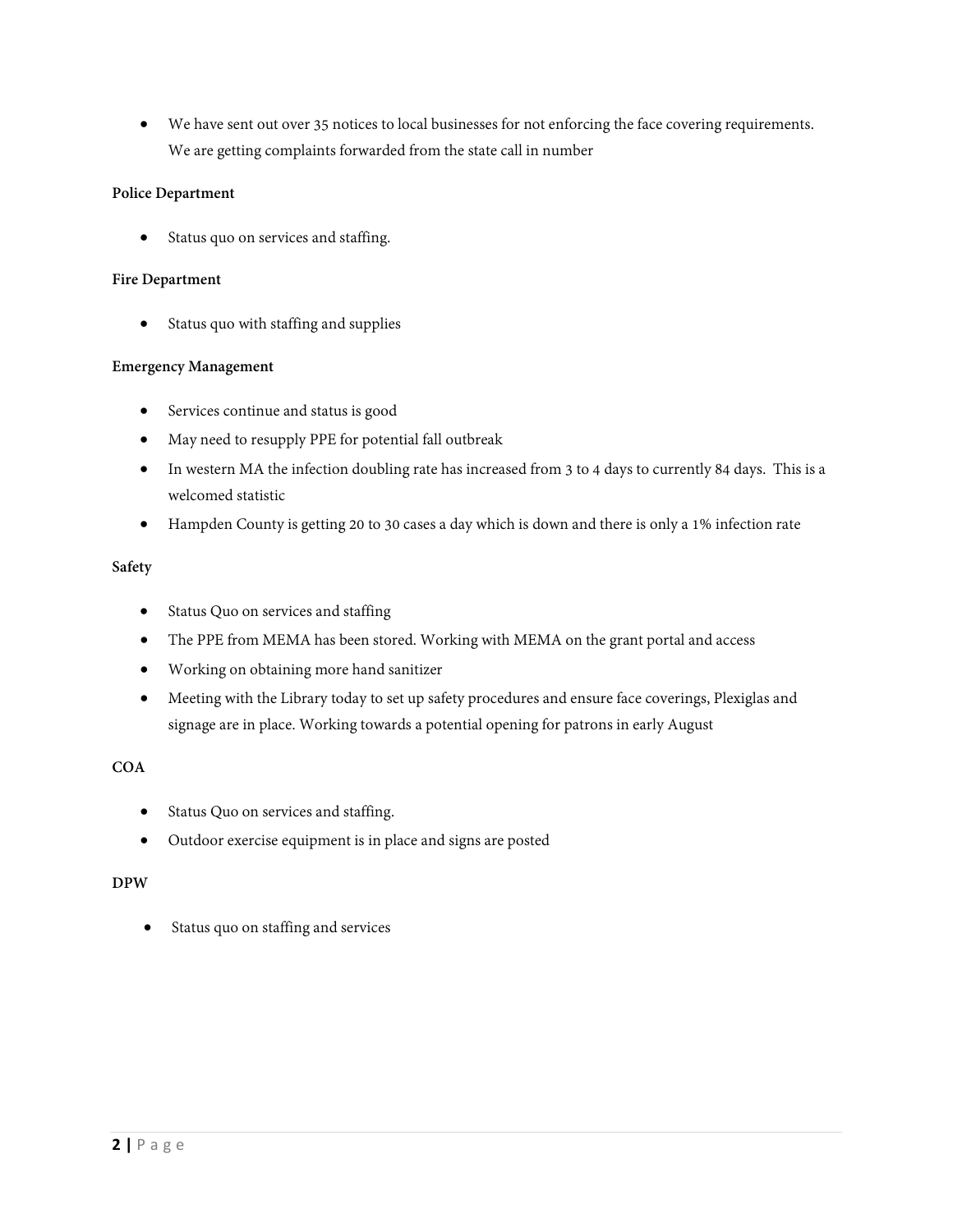- We have sent out over 35 notices to local businesses for not enforcing the face covering requirements. We are getting complaints forwarded from the state call in number

**Police Department**

- Status quo on services and staffing.

**Fire Department**

- Status quo with staffing and supplies

**Emergency Management**

- Services continue and status is good
- May need to resupply PPE for potential fall outbreak
- In western MA the infection doubling rate has increased from 3 to 4 days to currently 84 days. This is a welcomed statistic
- Hampden County is getting 20 to 30 cases a day which is down and there is only a 1% infection rate

**Safety**

- Status Quo on services and staffing
- The PPE from MEMA has been stored. Working with MEMA on the grant portal and access
- Working on obtaining more hand sanitizer
- Meeting with the Library today to set up safety procedures and ensure face coverings, Plexiglas and signage are in place. Working towards a potential opening for patrons in early August

**COA**

- Status Quo on services and staffing.
- Outdoor exercise equipment is in place and signs are posted

**DPW**

- Status quo on staffing and services